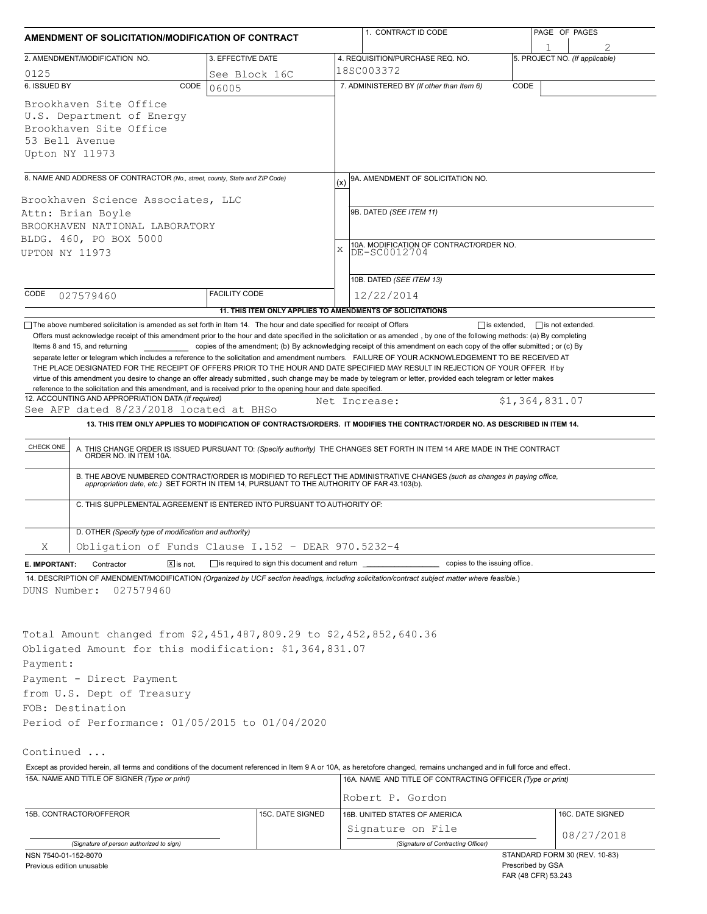# AMENDMENT OF SOLICITATION/MODIFICATION OF CONTRACT

| 1. CONTRACT ID CODE | PAGE OF PAGES |
|---|---|
| | 1 2 |

| 2. AMENDMENT/MODIFICATION NO. | 3. EFFECTIVE DATE | 4. REQUISITION/PURCHASE REQ. NO. | 5. PROJECT NO. (If applicable) |
|---|---|---|---|
| 0125 | See Block 16C | 18SC003372 | |

**6. ISSUED BY** CODE 06005

Brookhaven Site Office
U.S. Department of Energy
Brookhaven Site Office
53 Bell Avenue
Upton NY 11973

**7. ADMINISTERED BY** (If other than Item 6) CODE

**8. NAME AND ADDRESS OF CONTRACTOR** (No., street, county, State and ZIP Code)

Brookhaven Science Associates, LLC
Attn: Brian Boyle
BROOKHAVEN NATIONAL LABORATORY
BLDG. 460, PO BOX 5000
UPTON NY 11973

CODE 027579460 FACILITY CODE

(x) 9A. AMENDMENT OF SOLICITATION NO.

9B. DATED (SEE ITEM 11)

X 10A. MODIFICATION OF CONTRACT/ORDER NO.
DE-SC0012704

10B. DATED (SEE ITEM 13)
12/22/2014

**11. THIS ITEM ONLY APPLIES TO AMENDMENTS OF SOLICITATIONS**

☐ The above numbered solicitation is amended as set forth in Item 14. The hour and date specified for receipt of Offers ☐ is extended, ☐ is not extended.

Offers must acknowledge receipt of this amendment prior to the hour and date specified in the solicitation or as amended , by one of the following methods: (a) By completing Items 8 and 15, and returning __________ copies of the amendment; (b) By acknowledging receipt of this amendment on each copy of the offer submitted ; or (c) By separate letter or telegram which includes a reference to the solicitation and amendment numbers. FAILURE OF YOUR ACKNOWLEDGEMENT TO BE RECEIVED AT THE PLACE DESIGNATED FOR THE RECEIPT OF OFFERS PRIOR TO THE HOUR AND DATE SPECIFIED MAY RESULT IN REJECTION OF YOUR OFFER If by virtue of this amendment you desire to change an offer already submitted , such change may be made by telegram or letter, provided each telegram or letter makes reference to the solicitation and this amendment, and is received prior to the opening hour and date specified.

**12. ACCOUNTING AND APPROPRIATION DATA** (If required)
See AFP dated 8/23/2018 located at BHSo    Net Increase:    $1,364,831.07

**13. THIS ITEM ONLY APPLIES TO MODIFICATION OF CONTRACTS/ORDERS. IT MODIFIES THE CONTRACT/ORDER NO. AS DESCRIBED IN ITEM 14.**

| CHECK ONE | |
|---|---|
| | A. THIS CHANGE ORDER IS ISSUED PURSUANT TO: (Specify authority) THE CHANGES SET FORTH IN ITEM 14 ARE MADE IN THE CONTRACT ORDER NO. IN ITEM 10A. |
| | B. THE ABOVE NUMBERED CONTRACT/ORDER IS MODIFIED TO REFLECT THE ADMINISTRATIVE CHANGES (such as changes in paying office, appropriation date, etc.) SET FORTH IN ITEM 14, PURSUANT TO THE AUTHORITY OF FAR 43.103(b). |
| | C. THIS SUPPLEMENTAL AGREEMENT IS ENTERED INTO PURSUANT TO AUTHORITY OF: |
| X | D. OTHER (Specify type of modification and authority) Obligation of Funds Clause I.152 - DEAR 970.5232-4 |

**E. IMPORTANT:** Contractor ☒ is not, ☐ is required to sign this document and return __________ copies to the issuing office.

**14. DESCRIPTION OF AMENDMENT/MODIFICATION** (Organized by UCF section headings, including solicitation/contract subject matter where feasible.)

DUNS Number: 027579460

Total Amount changed from $2,451,487,809.29 to $2,452,852,640.36
Obligated Amount for this modification: $1,364,831.07
Payment:
Payment - Direct Payment
from U.S. Dept of Treasury
FOB: Destination
Period of Performance: 01/05/2015 to 01/04/2020

Continued ...

Except as provided herein, all terms and conditions of the document referenced in Item 9 A or 10A, as heretofore changed, remains unchanged and in full force and effect.

| 15A. NAME AND TITLE OF SIGNER (Type or print) | | 16A. NAME AND TITLE OF CONTRACTING OFFICER (Type or print) | |
|---|---|---|---|
| | | Robert P. Gordon | |
| 15B. CONTRACTOR/OFFEROR | 15C. DATE SIGNED | 16B. UNITED STATES OF AMERICA | 16C. DATE SIGNED |
| (Signature of person authorized to sign) | | Signature on File (Signature of Contracting Officer) | 08/27/2018 |

NSN 7540-01-152-8070
Previous edition unusable

STANDARD FORM 30 (REV. 10-83)
Prescribed by GSA
FAR (48 CFR) 53.243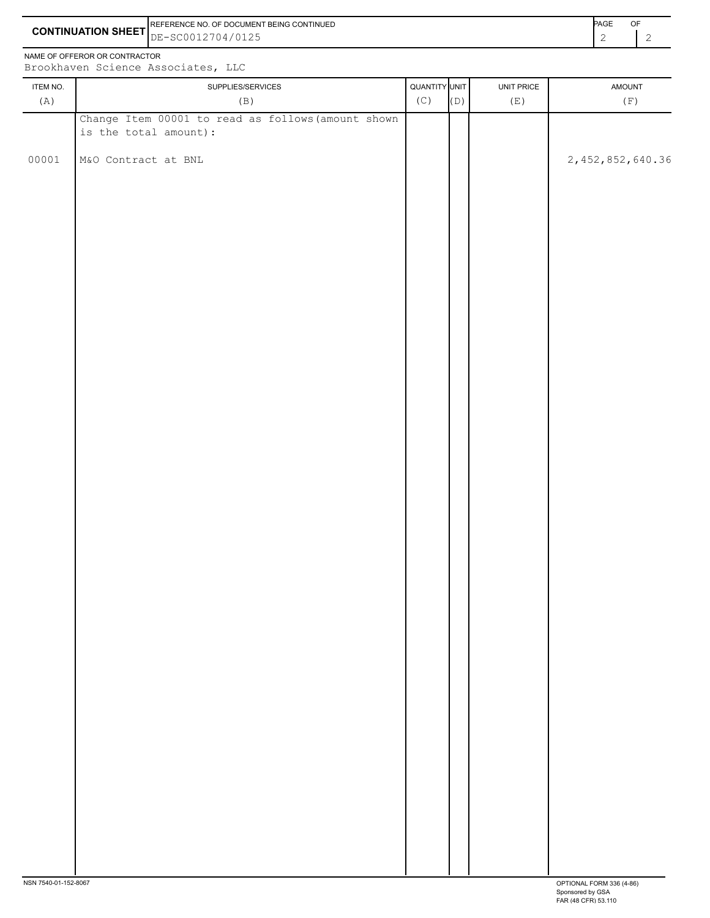**CONTINUATION SHEET**

REFERENCE NO. OF DOCUMENT BEING CONTINUED
DE-SC0012704/0125

NAME OF OFFEROR OR CONTRACTOR
Brookhaven Science Associates, LLC

| ITEM NO. (A) | SUPPLIES/SERVICES (B) | QUANTITY (C) | UNIT (D) | UNIT PRICE (E) | AMOUNT (F) |
|---|---|---|---|---|---|
| | Change Item 00001 to read as follows(amount shown is the total amount): | | | | |
| 00001 | M&O Contract at BNL | | | | 2,452,852,640.36 |

NSN 7540-01-152-8067

OPTIONAL FORM 336 (4-86)
Sponsored by GSA
FAR (48 CFR) 53.110